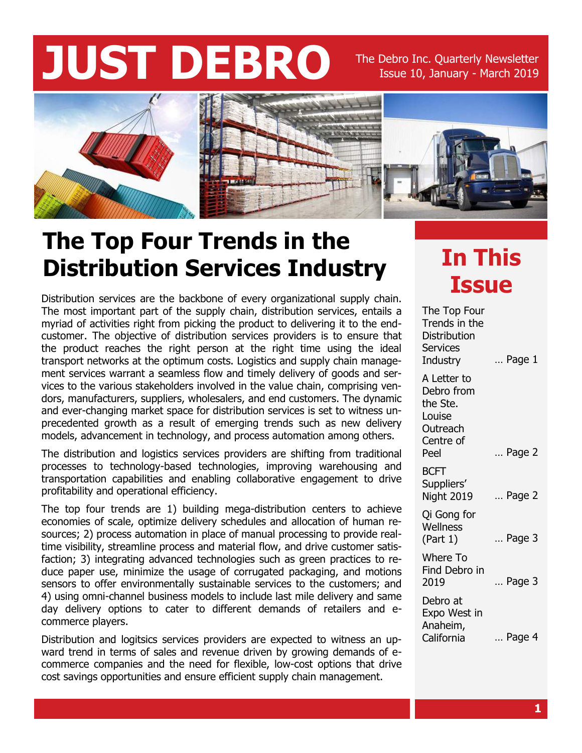# JUST DEBRO

The Debro Inc. Quarterly Newsletter
Issue 10, January - March 2019

## The Top Four Trends in the Distribution Services Industry

Distribution services are the backbone of every organizational supply chain. The most important part of the supply chain, distribution services, entails a myriad of activities right from picking the product to delivering it to the end-customer. The objective of distribution services providers is to ensure that the product reaches the right person at the right time using the ideal transport networks at the optimum costs. Logistics and supply chain management services warrant a seamless flow and timely delivery of goods and services to the various stakeholders involved in the value chain, comprising vendors, manufacturers, suppliers, wholesalers, and end customers. The dynamic and ever-changing market space for distribution services is set to witness unprecedented growth as a result of emerging trends such as new delivery models, advancement in technology, and process automation among others.

The distribution and logistics services providers are shifting from traditional processes to technology-based technologies, improving warehousing and transportation capabilities and enabling collaborative engagement to drive profitability and operational efficiency.

The top four trends are 1) building mega-distribution centers to achieve economies of scale, optimize delivery schedules and allocation of human resources; 2) process automation in place of manual processing to provide real-time visibility, streamline process and material flow, and drive customer satisfaction; 3) integrating advanced technologies such as green practices to reduce paper use, minimize the usage of corrugated packaging, and motions sensors to offer environmentally sustainable services to the customers; and 4) using omni-channel business models to include last mile delivery and same day delivery options to cater to different demands of retailers and e-commerce players.

Distribution and logitsics services providers are expected to witness an upward trend in terms of sales and revenue driven by growing demands of e-commerce companies and the need for flexible, low-cost options that drive cost savings opportunities and ensure efficient supply chain management.

## In This Issue

- The Top Four Trends in the Distribution Services Industry … Page 1
- A Letter to Debro from the Ste. Louise Outreach Centre of Peel … Page 2
- BCFT Suppliers' Night 2019 … Page 2
- Qi Gong for Wellness (Part 1) … Page 3
- Where To Find Debro in 2019 … Page 3
- Debro at Expo West in Anaheim, California … Page 4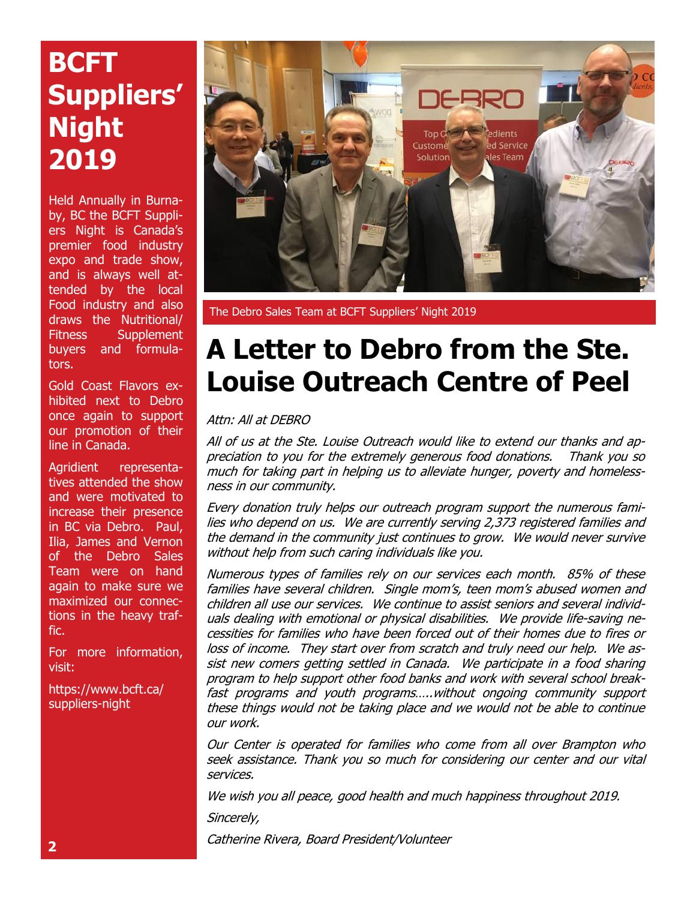# BCFT Suppliers' Night 2019

Held Annually in Burnaby, BC the BCFT Suppliers Night is Canada's premier food industry expo and trade show, and is always well attended by the local Food industry and also draws the Nutritional/ Fitness Supplement buyers and formulators.

Gold Coast Flavors exhibited next to Debro once again to support our promotion of their line in Canada.

Agridient representatives attended the show and were motivated to increase their presence in BC via Debro. Paul, Ilia, James and Vernon of the Debro Sales Team were on hand again to make sure we maximized our connections in the heavy traffic.

For more information, visit:

https://www.bcft.ca/suppliers-night

The Debro Sales Team at BCFT Suppliers' Night 2019

# A Letter to Debro from the Ste. Louise Outreach Centre of Peel

*Attn: All at DEBRO*

*All of us at the Ste. Louise Outreach would like to extend our thanks and appreciation to you for the extremely generous food donations. Thank you so much for taking part in helping us to alleviate hunger, poverty and homelessness in our community.*

*Every donation truly helps our outreach program support the numerous families who depend on us. We are currently serving 2,373 registered families and the demand in the community just continues to grow. We would never survive without help from such caring individuals like you.*

*Numerous types of families rely on our services each month. 85% of these families have several children. Single mom's, teen mom's abused women and children all use our services. We continue to assist seniors and several individuals dealing with emotional or physical disabilities. We provide life-saving necessities for families who have been forced out of their homes due to fires or loss of income. They start over from scratch and truly need our help. We assist new comers getting settled in Canada. We participate in a food sharing program to help support other food banks and work with several school breakfast programs and youth programs…..without ongoing community support these things would not be taking place and we would not be able to continue our work.*

*Our Center is operated for families who come from all over Brampton who seek assistance. Thank you so much for considering our center and our vital services.*

*We wish you all peace, good health and much happiness throughout 2019.*

*Sincerely,*

*Catherine Rivera, Board President/Volunteer*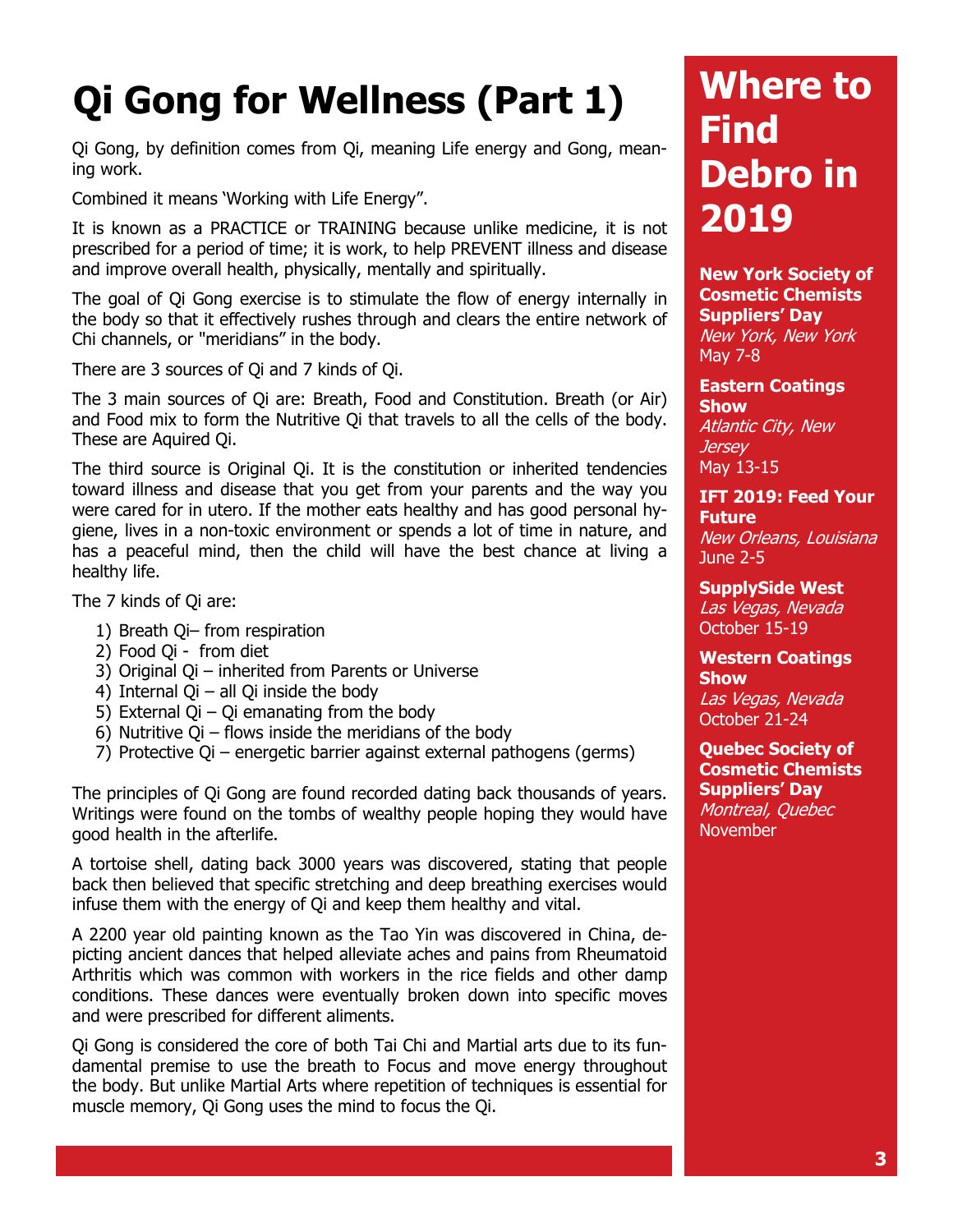# Qi Gong for Wellness (Part 1)

Qi Gong, by definition comes from Qi, meaning Life energy and Gong, meaning work.

Combined it means 'Working with Life Energy".

It is known as a PRACTICE or TRAINING because unlike medicine, it is not prescribed for a period of time; it is work, to help PREVENT illness and disease and improve overall health, physically, mentally and spiritually.

The goal of Qi Gong exercise is to stimulate the flow of energy internally in the body so that it effectively rushes through and clears the entire network of Chi channels, or "meridians" in the body.

There are 3 sources of Qi and 7 kinds of Qi.

The 3 main sources of Qi are: Breath, Food and Constitution. Breath (or Air) and Food mix to form the Nutritive Qi that travels to all the cells of the body. These are Aquired Qi.

The third source is Original Qi. It is the constitution or inherited tendencies toward illness and disease that you get from your parents and the way you were cared for in utero. If the mother eats healthy and has good personal hygiene, lives in a non-toxic environment or spends a lot of time in nature, and has a peaceful mind, then the child will have the best chance at living a healthy life.

The 7 kinds of Qi are:

1) Breath Qi– from respiration
2) Food Qi - from diet
3) Original Qi – inherited from Parents or Universe
4) Internal Qi – all Qi inside the body
5) External Qi – Qi emanating from the body
6) Nutritive Qi – flows inside the meridians of the body
7) Protective Qi – energetic barrier against external pathogens (germs)

The principles of Qi Gong are found recorded dating back thousands of years. Writings were found on the tombs of wealthy people hoping they would have good health in the afterlife.

A tortoise shell, dating back 3000 years was discovered, stating that people back then believed that specific stretching and deep breathing exercises would infuse them with the energy of Qi and keep them healthy and vital.

A 2200 year old painting known as the Tao Yin was discovered in China, depicting ancient dances that helped alleviate aches and pains from Rheumatoid Arthritis which was common with workers in the rice fields and other damp conditions. These dances were eventually broken down into specific moves and were prescribed for different aliments.

Qi Gong is considered the core of both Tai Chi and Martial arts due to its fundamental premise to use the breath to Focus and move energy throughout the body. But unlike Martial Arts where repetition of techniques is essential for muscle memory, Qi Gong uses the mind to focus the Qi.

# Where to Find Debro in 2019

**New York Society of Cosmetic Chemists Suppliers' Day**
*New York, New York*
May 7-8

**Eastern Coatings Show**
*Atlantic City, New Jersey*
May 13-15

**IFT 2019: Feed Your Future**
*New Orleans, Louisiana*
June 2-5

**SupplySide West**
*Las Vegas, Nevada*
October 15-19

**Western Coatings Show**
*Las Vegas, Nevada*
October 21-24

**Quebec Society of Cosmetic Chemists Suppliers' Day**
*Montreal, Quebec*
November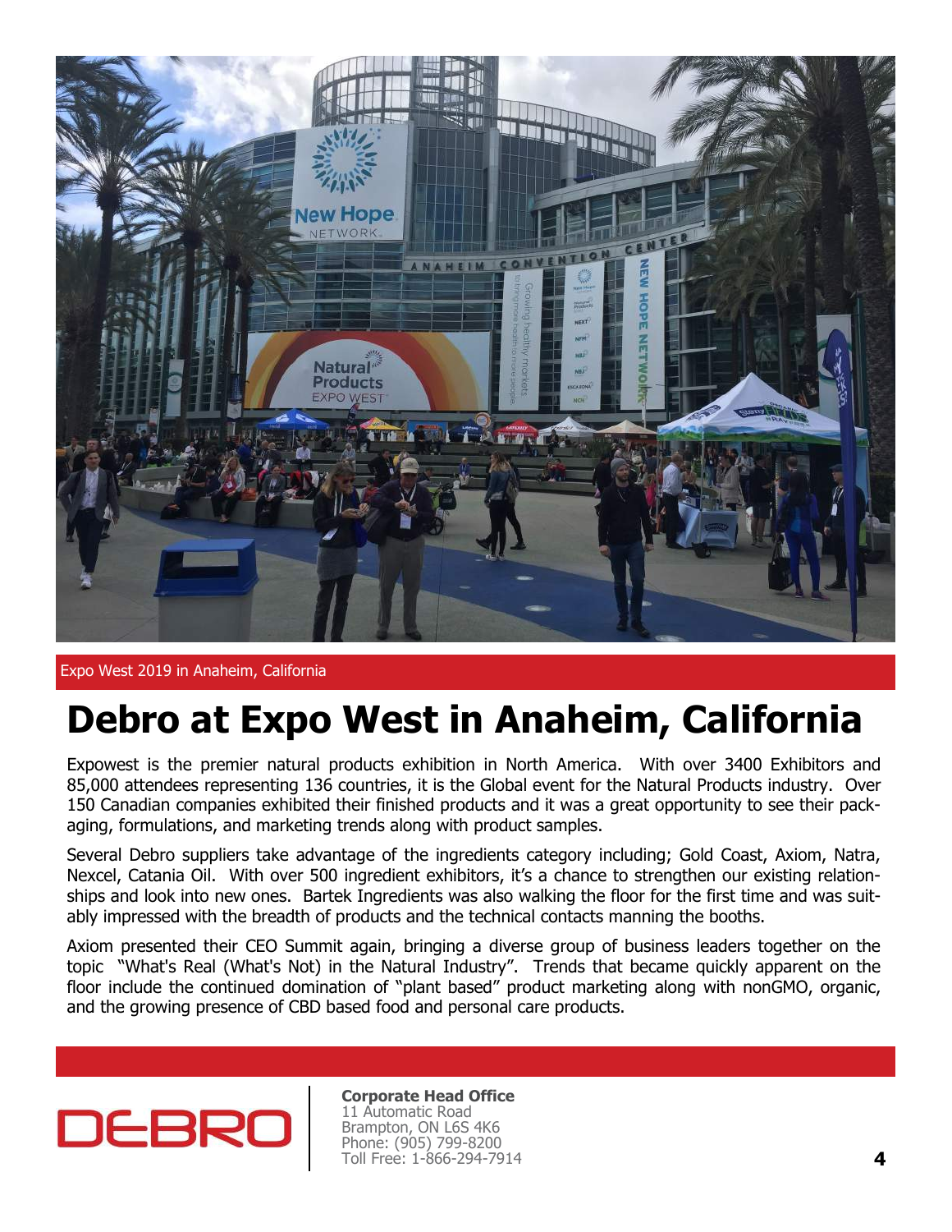Expo West 2019 in Anaheim, California

# Debro at Expo West in Anaheim, California

Expowest is the premier natural products exhibition in North America. With over 3400 Exhibitors and 85,000 attendees representing 136 countries, it is the Global event for the Natural Products industry. Over 150 Canadian companies exhibited their finished products and it was a great opportunity to see their packaging, formulations, and marketing trends along with product samples.

Several Debro suppliers take advantage of the ingredients category including; Gold Coast, Axiom, Natra, Nexcel, Catania Oil. With over 500 ingredient exhibitors, it's a chance to strengthen our existing relationships and look into new ones. Bartek Ingredients was also walking the floor for the first time and was suitably impressed with the breadth of products and the technical contacts manning the booths.

Axiom presented their CEO Summit again, bringing a diverse group of business leaders together on the topic "What's Real (What's Not) in the Natural Industry". Trends that became quickly apparent on the floor include the continued domination of "plant based" product marketing along with nonGMO, organic, and the growing presence of CBD based food and personal care products.

DEBRO

**Corporate Head Office**
11 Automatic Road
Brampton, ON L6S 4K6
Phone: (905) 799-8200
Toll Free: 1-866-294-7914